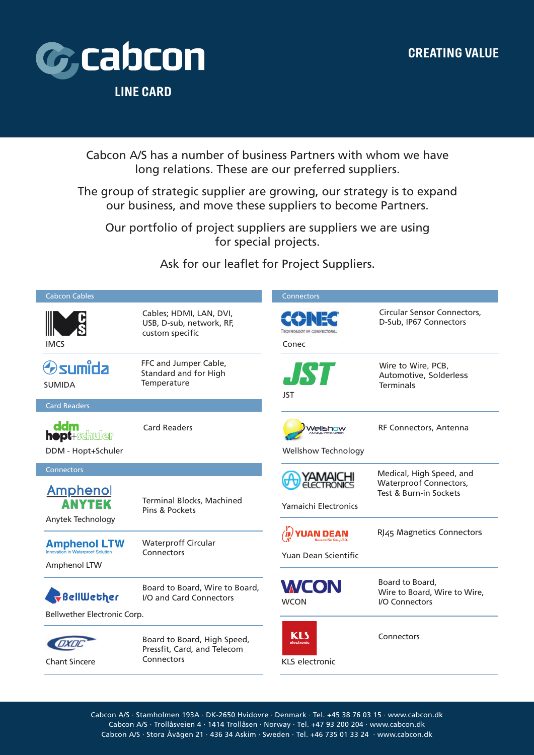# cabcon

**CREATING VALUE**

## LINE CARD

Cabcon A/S has a number of business Partners with whom we have long relations. These are our preferred suppliers.

The group of strategic supplier are growing, our strategy is to expand our business, and move these suppliers to become Partners.

Our portfolio of project suppliers are suppliers we are using for special projects.

Ask for our leaflet for Project Suppliers.

### Cabcon Cables

| Supplier | Products |
|---|---|
| IMCS | Cables; HDMI, LAN, DVI, USB, D-sub, network, RF, custom specific |
| SUMIDA | FFC and Jumper Cable, Standard and for High Temperature |

### Card Readers

| Supplier | Products |
|---|---|
| DDM - Hopt+Schuler | Card Readers |

### Connectors

| Supplier | Products |
|---|---|
| Anytek Technology | Terminal Blocks, Machined Pins & Pockets |
| Amphenol LTW | Waterproff Circular Connectors |
| Bellwether Electronic Corp. | Board to Board, Wire to Board, I/O and Card Connectors |
| Chant Sincere | Board to Board, High Speed, Pressfit, Card, and Telecom Connectors |

### Connectors

| Supplier | Products |
|---|---|
| Conec | Circular Sensor Connectors, D-Sub, IP67 Connectors |
| JST | Wire to Wire, PCB, Automotive, Solderless Terminals |
| Wellshow Technology | RF Connectors, Antenna |
| Yamaichi Electronics | Medical, High Speed, and Waterproof Connectors, Test & Burn-in Sockets |
| Yuan Dean Scientific | RJ45 Magnetics Connectors |
| WCON | Board to Board, Wire to Board, Wire to Wire, I/O Connectors |
| KLS electronic | Connectors |

Cabcon A/S · Stamholmen 193A · DK-2650 Hvidovre · Denmark · Tel. +45 38 76 03 15 · www.cabcon.dk
Cabcon A/S · Trollåsveien 4 · 1414 Trollåsen · Norway · Tel. +47 93 200 204 · www.cabcon.dk
Cabcon A/S · Stora Åvägen 21 · 436 34 Askim · Sweden · Tel. +46 735 01 33 24 · www.cabcon.dk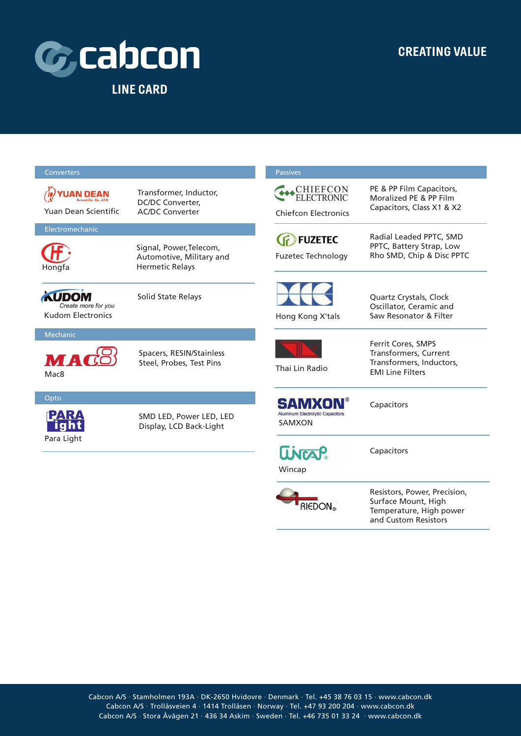# cabcon

## LINE CARD

**CREATING VALUE**

### Converters

| | |
|---|---|
| Yuan Dean Scientific | Transformer, Inductor, DC/DC Converter, AC/DC Converter |

### Electromechanic

| | |
|---|---|
| Hongfa | Signal, Power,Telecom, Automotive, Military and Hermetic Relays |
| Kudom Electronics | Solid State Relays |

### Mechanic

| | |
|---|---|
| Mac8 | Spacers, RESIN/Stainless Steel, Probes, Test Pins |

### Opto

| | |
|---|---|
| Para Light | SMD LED, Power LED, LED Display, LCD Back-Light |

### Passives

| | |
|---|---|
| Chiefcon Electronics | PE & PP Film Capacitors, Moralized PE & PP Film Capacitors, Class X1 & X2 |
| Fuzetec Technology | Radial Leaded PPTC, SMD PPTC, Battery Strap, Low Rho SMD, Chip & Disc PPTC |
| Hong Kong X'tals | Quartz Crystals, Clock Oscillator, Ceramic and Saw Resonator & Filter |
| Thai Lin Radio | Ferrit Cores, SMPS Transformers, Current Transformers, Inductors, EMI Line Filters |
| SAMXON | Capacitors |
| Wincap | Capacitors |
| RIEDON | Resistors, Power, Precision, Surface Mount, High Temperature, High power and Custom Resistors |

Cabcon A/S · Stamholmen 193A · DK-2650 Hvidovre · Denmark · Tel. +45 38 76 03 15 · www.cabcon.dk
Cabcon A/S · Trollåsveien 4 · 1414 Trollåsen · Norway · Tel. +47 93 200 204 · www.cabcon.dk
Cabcon A/S · Stora Åvägen 21 · 436 34 Askim · Sweden · Tel. +46 735 01 33 24 · www.cabcon.dk